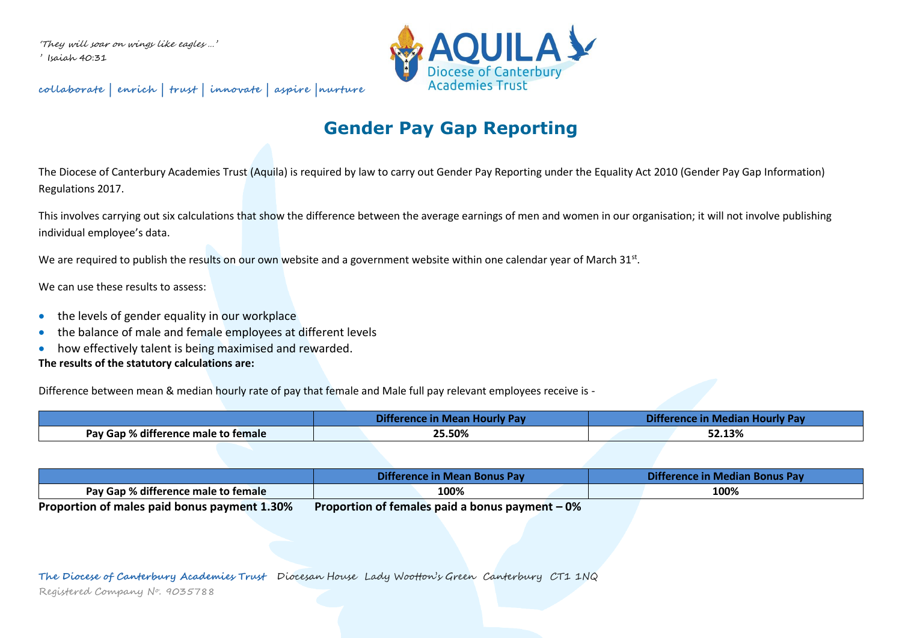*'They will soar on wings like eagles …'*
*' Isaiah 40:31*

**collaborate | enrich | trust | innovate | aspire |nurture**

AQUILA
Diocese of Canterbury
Academies Trust

# Gender Pay Gap Reporting

The Diocese of Canterbury Academies Trust (Aquila) is required by law to carry out Gender Pay Reporting under the Equality Act 2010 (Gender Pay Gap Information) Regulations 2017.

This involves carrying out six calculations that show the difference between the average earnings of men and women in our organisation; it will not involve publishing individual employee's data.

We are required to publish the results on our own website and a government website within one calendar year of March 31st.

We can use these results to assess:

- the levels of gender equality in our workplace
- the balance of male and female employees at different levels
- how effectively talent is being maximised and rewarded.

**The results of the statutory calculations are:**

Difference between mean & median hourly rate of pay that female and Male full pay relevant employees receive is -

| | Difference in Mean Hourly Pay | Difference in Median Hourly Pay |
|---|---|---|
| **Pay Gap % difference male to female** | **25.50%** | **52.13%** |

| | Difference in Mean Bonus Pay | Difference in Median Bonus Pay |
|---|---|---|
| **Pay Gap % difference male to female** | **100%** | **100%** |

**Proportion of males paid bonus payment 1.30%** **Proportion of females paid a bonus payment – 0%**

**The Diocese of Canterbury Academies Trust** Diocesan House Lady Wootton's Green Canterbury CT1 1NQ
Registered Company No. 9035788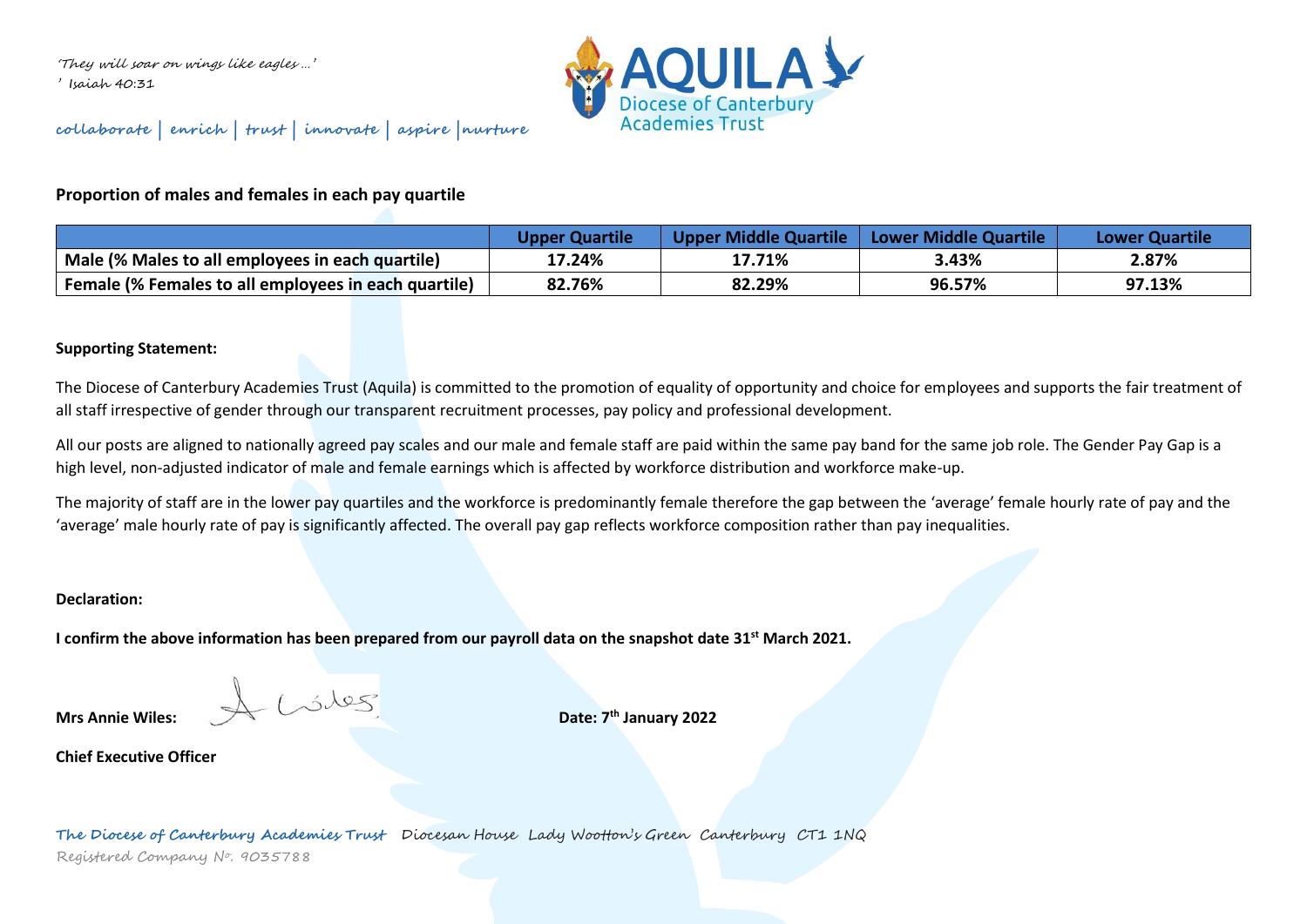*'They will soar on wings like eagles …'*
*' Isaiah 40:31*

**collaborate | enrich | trust | innovate | aspire | nurture**

AQUILA
Diocese of Canterbury Academies Trust

**Proportion of males and females in each pay quartile**

| | Upper Quartile | Upper Middle Quartile | Lower Middle Quartile | Lower Quartile |
|---|---|---|---|---|
| **Male (% Males to all employees in each quartile)** | **17.24%** | **17.71%** | **3.43%** | **2.87%** |
| **Female (% Females to all employees in each quartile)** | **82.76%** | **82.29%** | **96.57%** | **97.13%** |

**Supporting Statement:**

The Diocese of Canterbury Academies Trust (Aquila) is committed to the promotion of equality of opportunity and choice for employees and supports the fair treatment of all staff irrespective of gender through our transparent recruitment processes, pay policy and professional development.

All our posts are aligned to nationally agreed pay scales and our male and female staff are paid within the same pay band for the same job role. The Gender Pay Gap is a high level, non-adjusted indicator of male and female earnings which is affected by workforce distribution and workforce make-up.

The majority of staff are in the lower pay quartiles and the workforce is predominantly female therefore the gap between the 'average' female hourly rate of pay and the 'average' male hourly rate of pay is significantly affected. The overall pay gap reflects workforce composition rather than pay inequalities.

**Declaration:**

**I confirm the above information has been prepared from our payroll data on the snapshot date 31st March 2021.**

**Mrs Annie Wiles:** A Wiles **Date: 7th January 2022**

**Chief Executive Officer**

**The Diocese of Canterbury Academies Trust** Diocesan House Lady Wootton's Green Canterbury CT1 1NQ
Registered Company No. 9035788